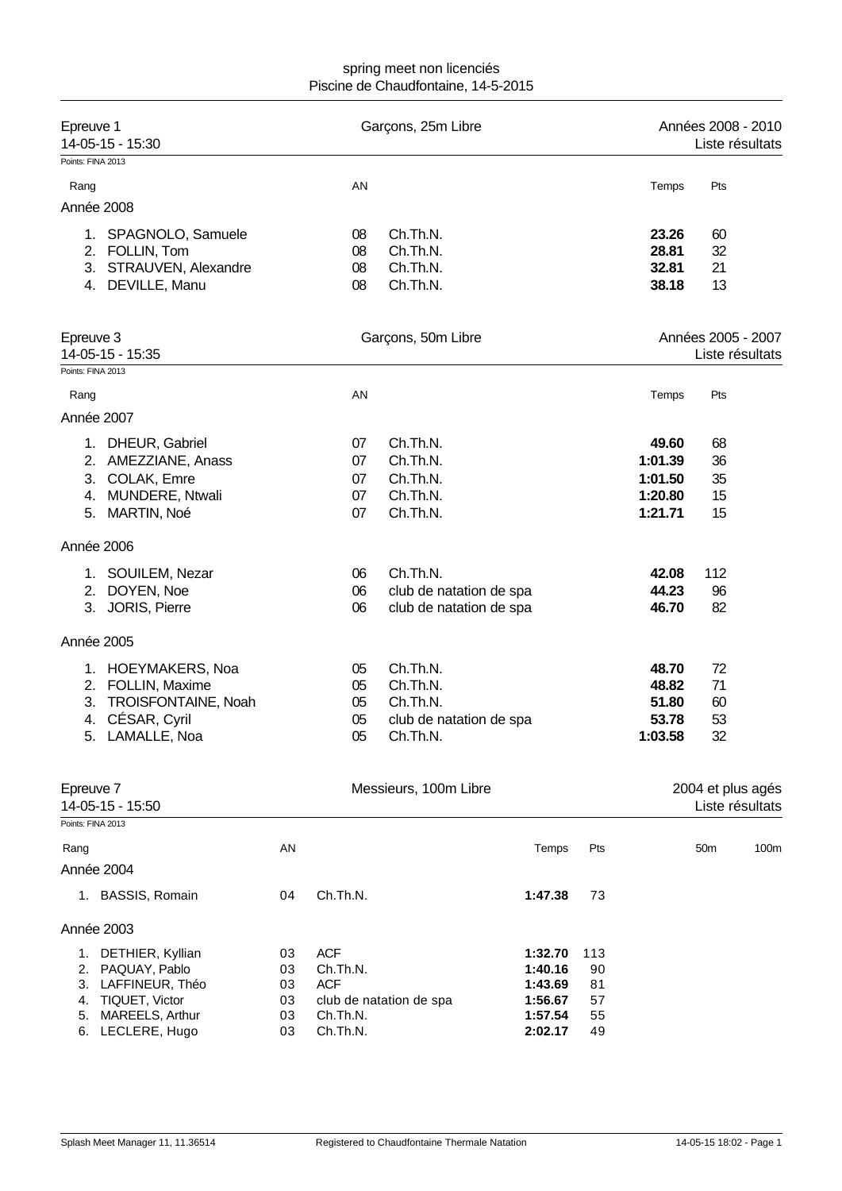spring meet non licenciés
Piscine de Chaudfontaine, 14-5-2015

## Epreuve 1 — Garçons, 25m Libre — Années 2008 - 2010

14-05-15 - 15:30 — Liste résultats

Points: FINA 2013

| Rang | | AN | | Temps | Pts |
|---|---|---|---|---|---|
| **Année 2008** | | | | | |
| 1. | SPAGNOLO, Samuele | 08 | Ch.Th.N. | **23.26** | 60 |
| 2. | FOLLIN, Tom | 08 | Ch.Th.N. | **28.81** | 32 |
| 3. | STRAUVEN, Alexandre | 08 | Ch.Th.N. | **32.81** | 21 |
| 4. | DEVILLE, Manu | 08 | Ch.Th.N. | **38.18** | 13 |

## Epreuve 3 — Garçons, 50m Libre — Années 2005 - 2007

14-05-15 - 15:35 — Liste résultats

Points: FINA 2013

| Rang | | AN | | Temps | Pts |
|---|---|---|---|---|---|
| **Année 2007** | | | | | |
| 1. | DHEUR, Gabriel | 07 | Ch.Th.N. | **49.60** | 68 |
| 2. | AMEZZIANE, Anass | 07 | Ch.Th.N. | **1:01.39** | 36 |
| 3. | COLAK, Emre | 07 | Ch.Th.N. | **1:01.50** | 35 |
| 4. | MUNDERE, Ntwali | 07 | Ch.Th.N. | **1:20.80** | 15 |
| 5. | MARTIN, Noé | 07 | Ch.Th.N. | **1:21.71** | 15 |
| **Année 2006** | | | | | |
| 1. | SOUILEM, Nezar | 06 | Ch.Th.N. | **42.08** | 112 |
| 2. | DOYEN, Noe | 06 | club de natation de spa | **44.23** | 96 |
| 3. | JORIS, Pierre | 06 | club de natation de spa | **46.70** | 82 |
| **Année 2005** | | | | | |
| 1. | HOEYMAKERS, Noa | 05 | Ch.Th.N. | **48.70** | 72 |
| 2. | FOLLIN, Maxime | 05 | Ch.Th.N. | **48.82** | 71 |
| 3. | TROISFONTAINE, Noah | 05 | Ch.Th.N. | **51.80** | 60 |
| 4. | CÉSAR, Cyril | 05 | club de natation de spa | **53.78** | 53 |
| 5. | LAMALLE, Noa | 05 | Ch.Th.N. | **1:03.58** | 32 |

## Epreuve 7 — Messieurs, 100m Libre — 2004 et plus agés

14-05-15 - 15:50 — Liste résultats

Points: FINA 2013

| Rang | | AN | | Temps | Pts | 50m | 100m |
|---|---|---|---|---|---|---|---|
| **Année 2004** | | | | | | | |
| 1. | BASSIS, Romain | 04 | Ch.Th.N. | **1:47.38** | 73 | | |
| **Année 2003** | | | | | | | |
| 1. | DETHIER, Kyllian | 03 | ACF | **1:32.70** | 113 | | |
| 2. | PAQUAY, Pablo | 03 | Ch.Th.N. | **1:40.16** | 90 | | |
| 3. | LAFFINEUR, Théo | 03 | ACF | **1:43.69** | 81 | | |
| 4. | TIQUET, Victor | 03 | club de natation de spa | **1:56.67** | 57 | | |
| 5. | MAREELS, Arthur | 03 | Ch.Th.N. | **1:57.54** | 55 | | |
| 6. | LECLERE, Hugo | 03 | Ch.Th.N. | **2:02.17** | 49 | | |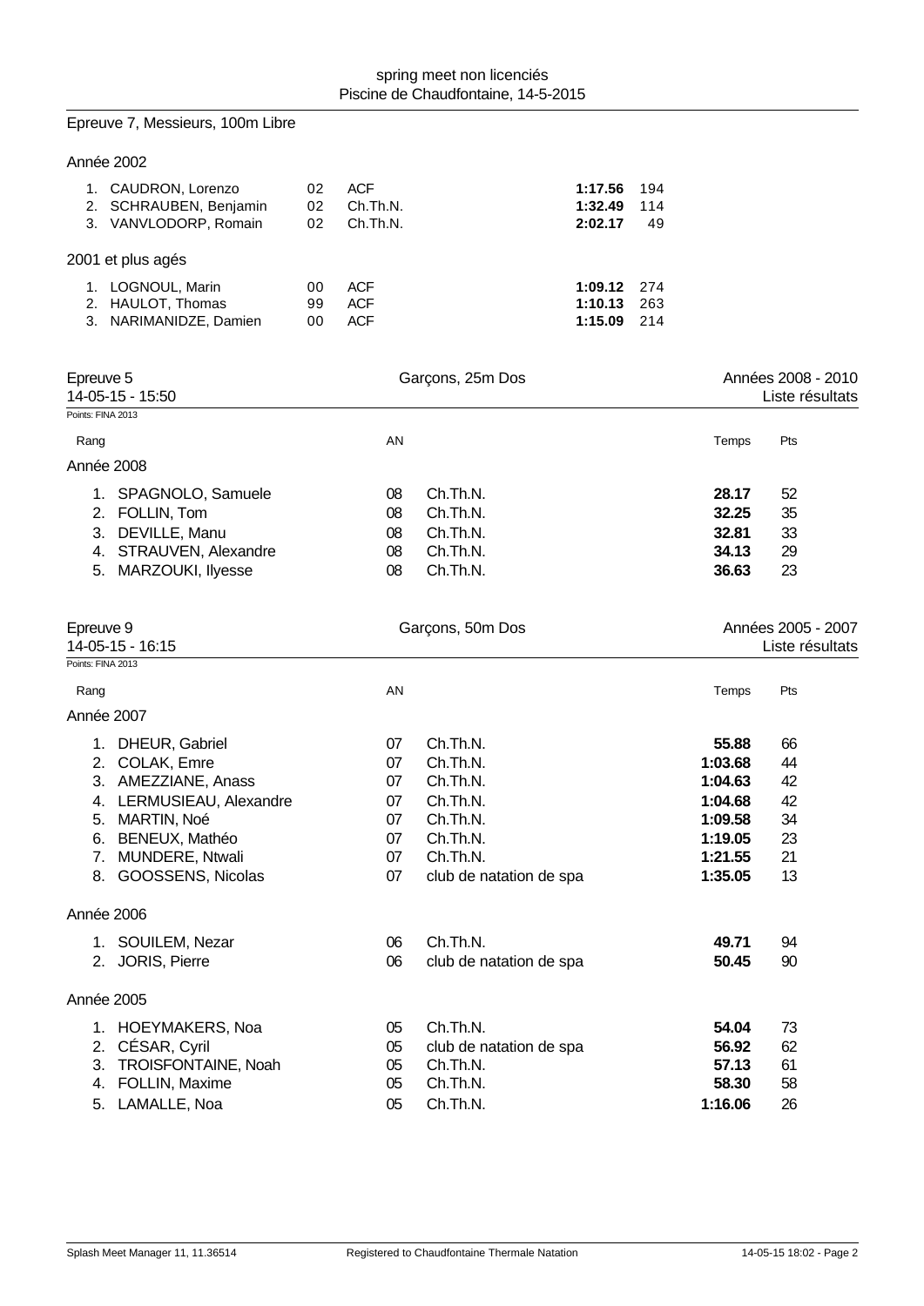Epreuve 7, Messieurs, 100m Libre

Année 2002

| Rang | Nom | AN | Club | Temps | Pts |
|---|---|---|---|---|---|
| 1. | CAUDRON, Lorenzo | 02 | ACF | **1:17.56** | 194 |
| 2. | SCHRAUBEN, Benjamin | 02 | Ch.Th.N. | **1:32.49** | 114 |
| 3. | VANVLODORP, Romain | 02 | Ch.Th.N. | **2:02.17** | 49 |

2001 et plus agés

| Rang | Nom | AN | Club | Temps | Pts |
|---|---|---|---|---|---|
| 1. | LOGNOUL, Marin | 00 | ACF | **1:09.12** | 274 |
| 2. | HAULOT, Thomas | 99 | ACF | **1:10.13** | 263 |
| 3. | NARIMANIDZE, Damien | 00 | ACF | **1:15.09** | 214 |

## Epreuve 5 — Garçons, 25m Dos — Années 2008 - 2010

14-05-15 - 15:50 — Liste résultats

Points: FINA 2013

Année 2008

| Rang | Nom | AN | Club | Temps | Pts |
|---|---|---|---|---|---|
| 1. | SPAGNOLO, Samuele | 08 | Ch.Th.N. | **28.17** | 52 |
| 2. | FOLLIN, Tom | 08 | Ch.Th.N. | **32.25** | 35 |
| 3. | DEVILLE, Manu | 08 | Ch.Th.N. | **32.81** | 33 |
| 4. | STRAUVEN, Alexandre | 08 | Ch.Th.N. | **34.13** | 29 |
| 5. | MARZOUKI, Ilyesse | 08 | Ch.Th.N. | **36.63** | 23 |

## Epreuve 9 — Garçons, 50m Dos — Années 2005 - 2007

14-05-15 - 16:15 — Liste résultats

Points: FINA 2013

Année 2007

| Rang | Nom | AN | Club | Temps | Pts |
|---|---|---|---|---|---|
| 1. | DHEUR, Gabriel | 07 | Ch.Th.N. | **55.88** | 66 |
| 2. | COLAK, Emre | 07 | Ch.Th.N. | **1:03.68** | 44 |
| 3. | AMEZZIANE, Anass | 07 | Ch.Th.N. | **1:04.63** | 42 |
| 4. | LERMUSIEAU, Alexandre | 07 | Ch.Th.N. | **1:04.68** | 42 |
| 5. | MARTIN, Noé | 07 | Ch.Th.N. | **1:09.58** | 34 |
| 6. | BENEUX, Mathéo | 07 | Ch.Th.N. | **1:19.05** | 23 |
| 7. | MUNDERE, Ntwali | 07 | Ch.Th.N. | **1:21.55** | 21 |
| 8. | GOOSSENS, Nicolas | 07 | club de natation de spa | **1:35.05** | 13 |

Année 2006

| Rang | Nom | AN | Club | Temps | Pts |
|---|---|---|---|---|---|
| 1. | SOUILEM, Nezar | 06 | Ch.Th.N. | **49.71** | 94 |
| 2. | JORIS, Pierre | 06 | club de natation de spa | **50.45** | 90 |

Année 2005

| Rang | Nom | AN | Club | Temps | Pts |
|---|---|---|---|---|---|
| 1. | HOEYMAKERS, Noa | 05 | Ch.Th.N. | **54.04** | 73 |
| 2. | CÉSAR, Cyril | 05 | club de natation de spa | **56.92** | 62 |
| 3. | TROISFONTAINE, Noah | 05 | Ch.Th.N. | **57.13** | 61 |
| 4. | FOLLIN, Maxime | 05 | Ch.Th.N. | **58.30** | 58 |
| 5. | LAMALLE, Noa | 05 | Ch.Th.N. | **1:16.06** | 26 |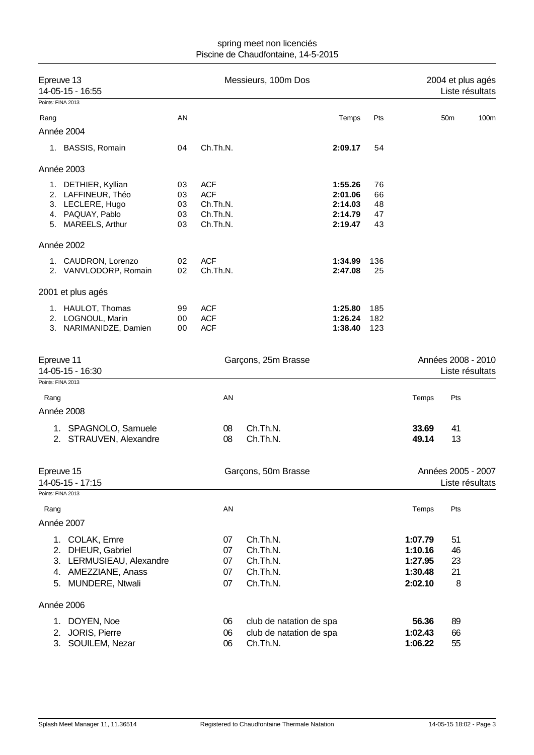spring meet non licenciés
Piscine de Chaudfontaine, 14-5-2015

## Epreuve 13 — Messieurs, 100m Dos — 2004 et plus agés

14-05-15 - 16:55 — Liste résultats

Points: FINA 2013

| Rang | | AN | | Temps | Pts | 50m | 100m |
|---|---|---|---|---|---|---|---|
| **Année 2004** | | | | | | | |
| 1. | BASSIS, Romain | 04 | Ch.Th.N. | **2:09.17** | 54 | | |
| **Année 2003** | | | | | | | |
| 1. | DETHIER, Kyllian | 03 | ACF | **1:55.26** | 76 | | |
| 2. | LAFFINEUR, Théo | 03 | ACF | **2:01.06** | 66 | | |
| 3. | LECLERE, Hugo | 03 | Ch.Th.N. | **2:14.03** | 48 | | |
| 4. | PAQUAY, Pablo | 03 | Ch.Th.N. | **2:14.79** | 47 | | |
| 5. | MAREELS, Arthur | 03 | Ch.Th.N. | **2:19.47** | 43 | | |
| **Année 2002** | | | | | | | |
| 1. | CAUDRON, Lorenzo | 02 | ACF | **1:34.99** | 136 | | |
| 2. | VANVLODORP, Romain | 02 | Ch.Th.N. | **2:47.08** | 25 | | |
| **2001 et plus agés** | | | | | | | |
| 1. | HAULOT, Thomas | 99 | ACF | **1:25.80** | 185 | | |
| 2. | LOGNOUL, Marin | 00 | ACF | **1:26.24** | 182 | | |
| 3. | NARIMANIDZE, Damien | 00 | ACF | **1:38.40** | 123 | | |

## Epreuve 11 — Garçons, 25m Brasse — Années 2008 - 2010

14-05-15 - 16:30 — Liste résultats

Points: FINA 2013

| Rang | | AN | | Temps | Pts |
|---|---|---|---|---|---|
| **Année 2008** | | | | | |
| 1. | SPAGNOLO, Samuele | 08 | Ch.Th.N. | **33.69** | 41 |
| 2. | STRAUVEN, Alexandre | 08 | Ch.Th.N. | **49.14** | 13 |

## Epreuve 15 — Garçons, 50m Brasse — Années 2005 - 2007

14-05-15 - 17:15 — Liste résultats

Points: FINA 2013

| Rang | | AN | | Temps | Pts |
|---|---|---|---|---|---|
| **Année 2007** | | | | | |
| 1. | COLAK, Emre | 07 | Ch.Th.N. | **1:07.79** | 51 |
| 2. | DHEUR, Gabriel | 07 | Ch.Th.N. | **1:10.16** | 46 |
| 3. | LERMUSIEAU, Alexandre | 07 | Ch.Th.N. | **1:27.95** | 23 |
| 4. | AMEZZIANE, Anass | 07 | Ch.Th.N. | **1:30.48** | 21 |
| 5. | MUNDERE, Ntwali | 07 | Ch.Th.N. | **2:02.10** | 8 |
| **Année 2006** | | | | | |
| 1. | DOYEN, Noe | 06 | club de natation de spa | **56.36** | 89 |
| 2. | JORIS, Pierre | 06 | club de natation de spa | **1:02.43** | 66 |
| 3. | SOUILEM, Nezar | 06 | Ch.Th.N. | **1:06.22** | 55 |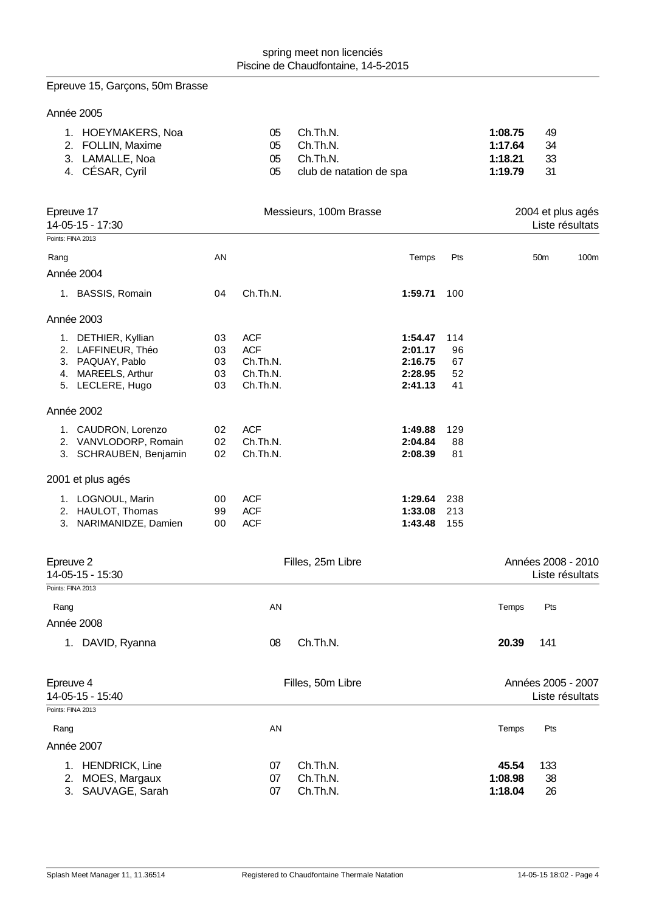## Epreuve 15, Garçons, 50m Brasse

### Année 2005

| Rang | Nom | AN | Club | Temps | Pts |
|---|---|---|---|---|---|
| 1. | HOEYMAKERS, Noa | 05 | Ch.Th.N. | **1:08.75** | 49 |
| 2. | FOLLIN, Maxime | 05 | Ch.Th.N. | **1:17.64** | 34 |
| 3. | LAMALLE, Noa | 05 | Ch.Th.N. | **1:18.21** | 33 |
| 4. | CÉSAR, Cyril | 05 | club de natation de spa | **1:19.79** | 31 |

## Epreuve 17 — Messieurs, 100m Brasse — 2004 et plus agés

14-05-15 - 17:30 — Liste résultats

Points: FINA 2013

### Année 2004

| Rang | Nom | AN | Club | Temps | Pts | 50m | 100m |
|---|---|---|---|---|---|---|---|
| 1. | BASSIS, Romain | 04 | Ch.Th.N. | **1:59.71** | 100 | | |

### Année 2003

| Rang | Nom | AN | Club | Temps | Pts | 50m | 100m |
|---|---|---|---|---|---|---|---|
| 1. | DETHIER, Kyllian | 03 | ACF | **1:54.47** | 114 | | |
| 2. | LAFFINEUR, Théo | 03 | ACF | **2:01.17** | 96 | | |
| 3. | PAQUAY, Pablo | 03 | Ch.Th.N. | **2:16.75** | 67 | | |
| 4. | MAREELS, Arthur | 03 | Ch.Th.N. | **2:28.95** | 52 | | |
| 5. | LECLERE, Hugo | 03 | Ch.Th.N. | **2:41.13** | 41 | | |

### Année 2002

| Rang | Nom | AN | Club | Temps | Pts | 50m | 100m |
|---|---|---|---|---|---|---|---|
| 1. | CAUDRON, Lorenzo | 02 | ACF | **1:49.88** | 129 | | |
| 2. | VANVLODORP, Romain | 02 | Ch.Th.N. | **2:04.84** | 88 | | |
| 3. | SCHRAUBEN, Benjamin | 02 | Ch.Th.N. | **2:08.39** | 81 | | |

### 2001 et plus agés

| Rang | Nom | AN | Club | Temps | Pts | 50m | 100m |
|---|---|---|---|---|---|---|---|
| 1. | LOGNOUL, Marin | 00 | ACF | **1:29.64** | 238 | | |
| 2. | HAULOT, Thomas | 99 | ACF | **1:33.08** | 213 | | |
| 3. | NARIMANIDZE, Damien | 00 | ACF | **1:43.48** | 155 | | |

## Epreuve 2 — Filles, 25m Libre — Années 2008 - 2010

14-05-15 - 15:30 — Liste résultats

Points: FINA 2013

### Année 2008

| Rang | Nom | AN | Club | Temps | Pts |
|---|---|---|---|---|---|
| 1. | DAVID, Ryanna | 08 | Ch.Th.N. | **20.39** | 141 |

## Epreuve 4 — Filles, 50m Libre — Années 2005 - 2007

14-05-15 - 15:40 — Liste résultats

Points: FINA 2013

### Année 2007

| Rang | Nom | AN | Club | Temps | Pts |
|---|---|---|---|---|---|
| 1. | HENDRICK, Line | 07 | Ch.Th.N. | **45.54** | 133 |
| 2. | MOES, Margaux | 07 | Ch.Th.N. | **1:08.98** | 38 |
| 3. | SAUVAGE, Sarah | 07 | Ch.Th.N. | **1:18.04** | 26 |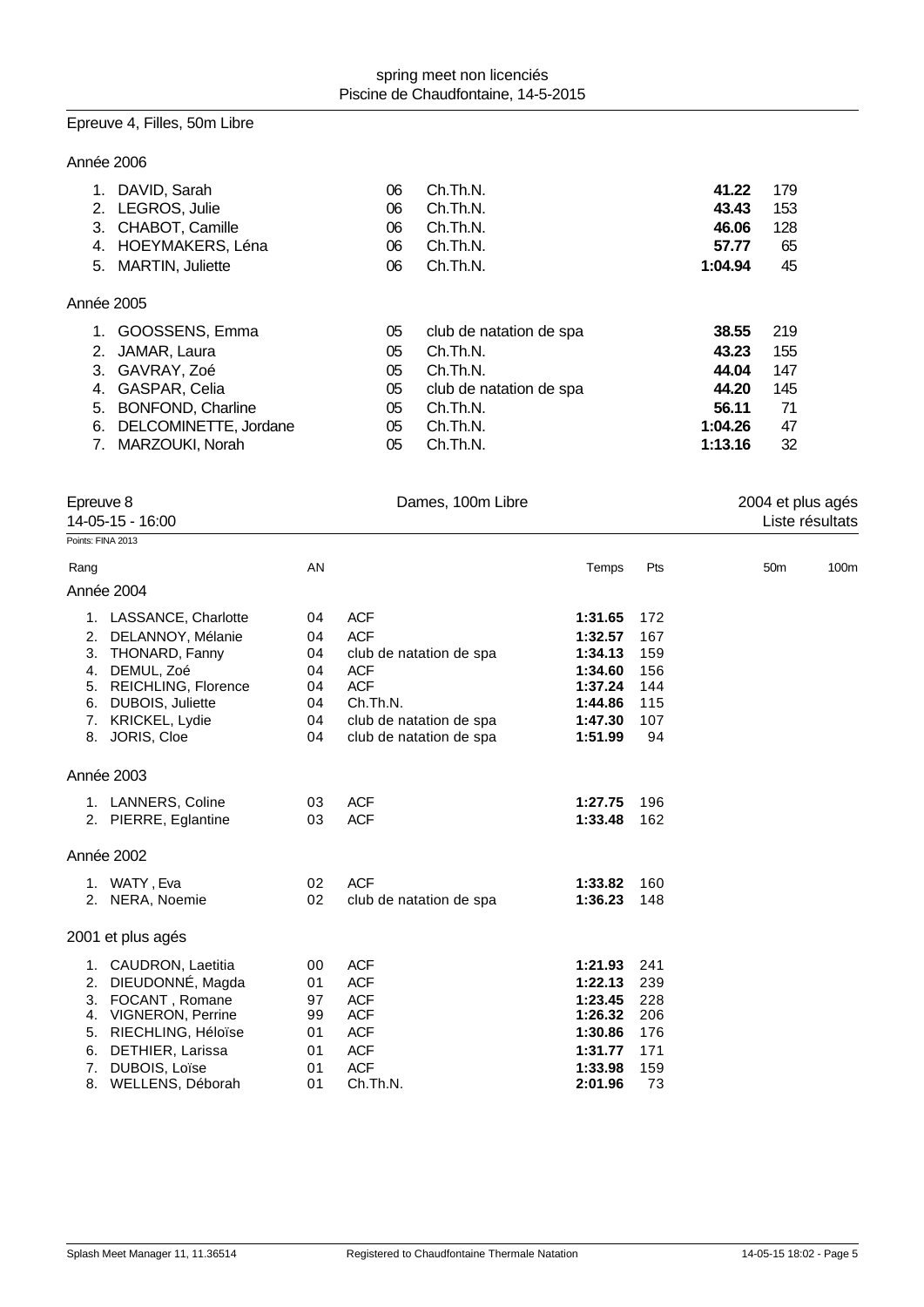Epreuve 4, Filles, 50m Libre

Année 2006

| Rang | Nom | AN | Club | Temps | Pts |
|---|---|---|---|---|---|
| 1. | DAVID, Sarah | 06 | Ch.Th.N. | **41.22** | 179 |
| 2. | LEGROS, Julie | 06 | Ch.Th.N. | **43.43** | 153 |
| 3. | CHABOT, Camille | 06 | Ch.Th.N. | **46.06** | 128 |
| 4. | HOEYMAKERS, Léna | 06 | Ch.Th.N. | **57.77** | 65 |
| 5. | MARTIN, Juliette | 06 | Ch.Th.N. | **1:04.94** | 45 |

Année 2005

| Rang | Nom | AN | Club | Temps | Pts |
|---|---|---|---|---|---|
| 1. | GOOSSENS, Emma | 05 | club de natation de spa | **38.55** | 219 |
| 2. | JAMAR, Laura | 05 | Ch.Th.N. | **43.23** | 155 |
| 3. | GAVRAY, Zoé | 05 | Ch.Th.N. | **44.04** | 147 |
| 4. | GASPAR, Celia | 05 | club de natation de spa | **44.20** | 145 |
| 5. | BONFOND, Charline | 05 | Ch.Th.N. | **56.11** | 71 |
| 6. | DELCOMINETTE, Jordane | 05 | Ch.Th.N. | **1:04.26** | 47 |
| 7. | MARZOUKI, Norah | 05 | Ch.Th.N. | **1:13.16** | 32 |

Epreuve 8 — Dames, 100m Libre — 2004 et plus agés

14-05-15 - 16:00 — Liste résultats

Points: FINA 2013

| Rang | | AN | | Temps | Pts | 50m | 100m |
|---|---|---|---|---|---|---|---|
| **Année 2004** | | | | | | | |
| 1. | LASSANCE, Charlotte | 04 | ACF | **1:31.65** | 172 | | |
| 2. | DELANNOY, Mélanie | 04 | ACF | **1:32.57** | 167 | | |
| 3. | THONARD, Fanny | 04 | club de natation de spa | **1:34.13** | 159 | | |
| 4. | DEMUL, Zoé | 04 | ACF | **1:34.60** | 156 | | |
| 5. | REICHLING, Florence | 04 | ACF | **1:37.24** | 144 | | |
| 6. | DUBOIS, Juliette | 04 | Ch.Th.N. | **1:44.86** | 115 | | |
| 7. | KRICKEL, Lydie | 04 | club de natation de spa | **1:47.30** | 107 | | |
| 8. | JORIS, Cloe | 04 | club de natation de spa | **1:51.99** | 94 | | |
| **Année 2003** | | | | | | | |
| 1. | LANNERS, Coline | 03 | ACF | **1:27.75** | 196 | | |
| 2. | PIERRE, Eglantine | 03 | ACF | **1:33.48** | 162 | | |
| **Année 2002** | | | | | | | |
| 1. | WATY , Eva | 02 | ACF | **1:33.82** | 160 | | |
| 2. | NERA, Noemie | 02 | club de natation de spa | **1:36.23** | 148 | | |
| **2001 et plus agés** | | | | | | | |
| 1. | CAUDRON, Laetitia | 00 | ACF | **1:21.93** | 241 | | |
| 2. | DIEUDONNÉ, Magda | 01 | ACF | **1:22.13** | 239 | | |
| 3. | FOCANT , Romane | 97 | ACF | **1:23.45** | 228 | | |
| 4. | VIGNERON, Perrine | 99 | ACF | **1:26.32** | 206 | | |
| 5. | RIECHLING, Héloïse | 01 | ACF | **1:30.86** | 176 | | |
| 6. | DETHIER, Larissa | 01 | ACF | **1:31.77** | 171 | | |
| 7. | DUBOIS, Loïse | 01 | ACF | **1:33.98** | 159 | | |
| 8. | WELLENS, Déborah | 01 | Ch.Th.N. | **2:01.96** | 73 | | |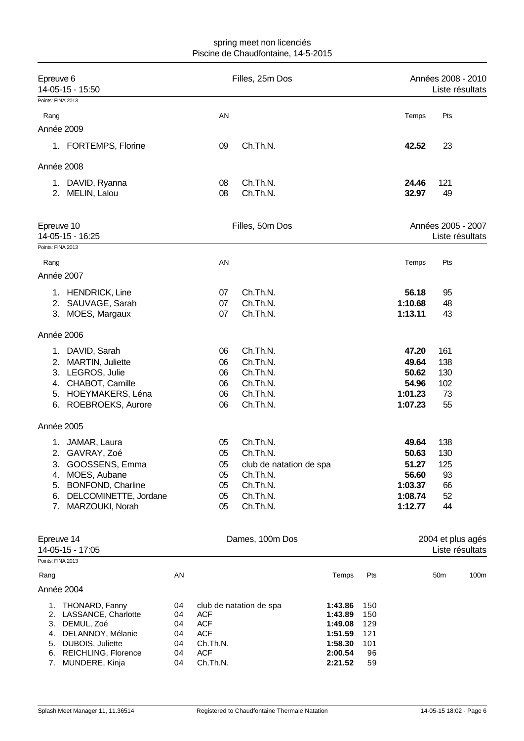spring meet non licenciés
Piscine de Chaudfontaine, 14-5-2015

## Epreuve 6 — Filles, 25m Dos — Années 2008 - 2010

14-05-15 - 15:50 — Liste résultats

Points: FINA 2013

| Rang | | AN | | Temps | Pts |
|---|---|---|---|---|---|
| **Année 2009** | | | | | |
| 1. | FORTEMPS, Florine | 09 | Ch.Th.N. | **42.52** | 23 |
| **Année 2008** | | | | | |
| 1. | DAVID, Ryanna | 08 | Ch.Th.N. | **24.46** | 121 |
| 2. | MELIN, Lalou | 08 | Ch.Th.N. | **32.97** | 49 |

## Epreuve 10 — Filles, 50m Dos — Années 2005 - 2007

14-05-15 - 16:25 — Liste résultats

Points: FINA 2013

| Rang | | AN | | Temps | Pts |
|---|---|---|---|---|---|
| **Année 2007** | | | | | |
| 1. | HENDRICK, Line | 07 | Ch.Th.N. | **56.18** | 95 |
| 2. | SAUVAGE, Sarah | 07 | Ch.Th.N. | **1:10.68** | 48 |
| 3. | MOES, Margaux | 07 | Ch.Th.N. | **1:13.11** | 43 |
| **Année 2006** | | | | | |
| 1. | DAVID, Sarah | 06 | Ch.Th.N. | **47.20** | 161 |
| 2. | MARTIN, Juliette | 06 | Ch.Th.N. | **49.64** | 138 |
| 3. | LEGROS, Julie | 06 | Ch.Th.N. | **50.62** | 130 |
| 4. | CHABOT, Camille | 06 | Ch.Th.N. | **54.96** | 102 |
| 5. | HOEYMAKERS, Léna | 06 | Ch.Th.N. | **1:01.23** | 73 |
| 6. | ROEBROEKS, Aurore | 06 | Ch.Th.N. | **1:07.23** | 55 |
| **Année 2005** | | | | | |
| 1. | JAMAR, Laura | 05 | Ch.Th.N. | **49.64** | 138 |
| 2. | GAVRAY, Zoé | 05 | Ch.Th.N. | **50.63** | 130 |
| 3. | GOOSSENS, Emma | 05 | club de natation de spa | **51.27** | 125 |
| 4. | MOES, Aubane | 05 | Ch.Th.N. | **56.60** | 93 |
| 5. | BONFOND, Charline | 05 | Ch.Th.N. | **1:03.37** | 66 |
| 6. | DELCOMINETTE, Jordane | 05 | Ch.Th.N. | **1:08.74** | 52 |
| 7. | MARZOUKI, Norah | 05 | Ch.Th.N. | **1:12.77** | 44 |

## Epreuve 14 — Dames, 100m Dos — 2004 et plus agés

14-05-15 - 17:05 — Liste résultats

Points: FINA 2013

| Rang | | AN | | Temps | Pts | 50m | 100m |
|---|---|---|---|---|---|---|---|
| **Année 2004** | | | | | | | |
| 1. | THONARD, Fanny | 04 | club de natation de spa | **1:43.86** | 150 | | |
| 2. | LASSANCE, Charlotte | 04 | ACF | **1:43.89** | 150 | | |
| 3. | DEMUL, Zoé | 04 | ACF | **1:49.08** | 129 | | |
| 4. | DELANNOY, Mélanie | 04 | ACF | **1:51.59** | 121 | | |
| 5. | DUBOIS, Juliette | 04 | Ch.Th.N. | **1:58.30** | 101 | | |
| 6. | REICHLING, Florence | 04 | ACF | **2:00.54** | 96 | | |
| 7. | MUNDERE, Kinja | 04 | Ch.Th.N. | **2:21.52** | 59 | | |

Splash Meet Manager 11, 11.36514 — Registered to Chaudfontaine Thermale Natation — 14-05-15 18:02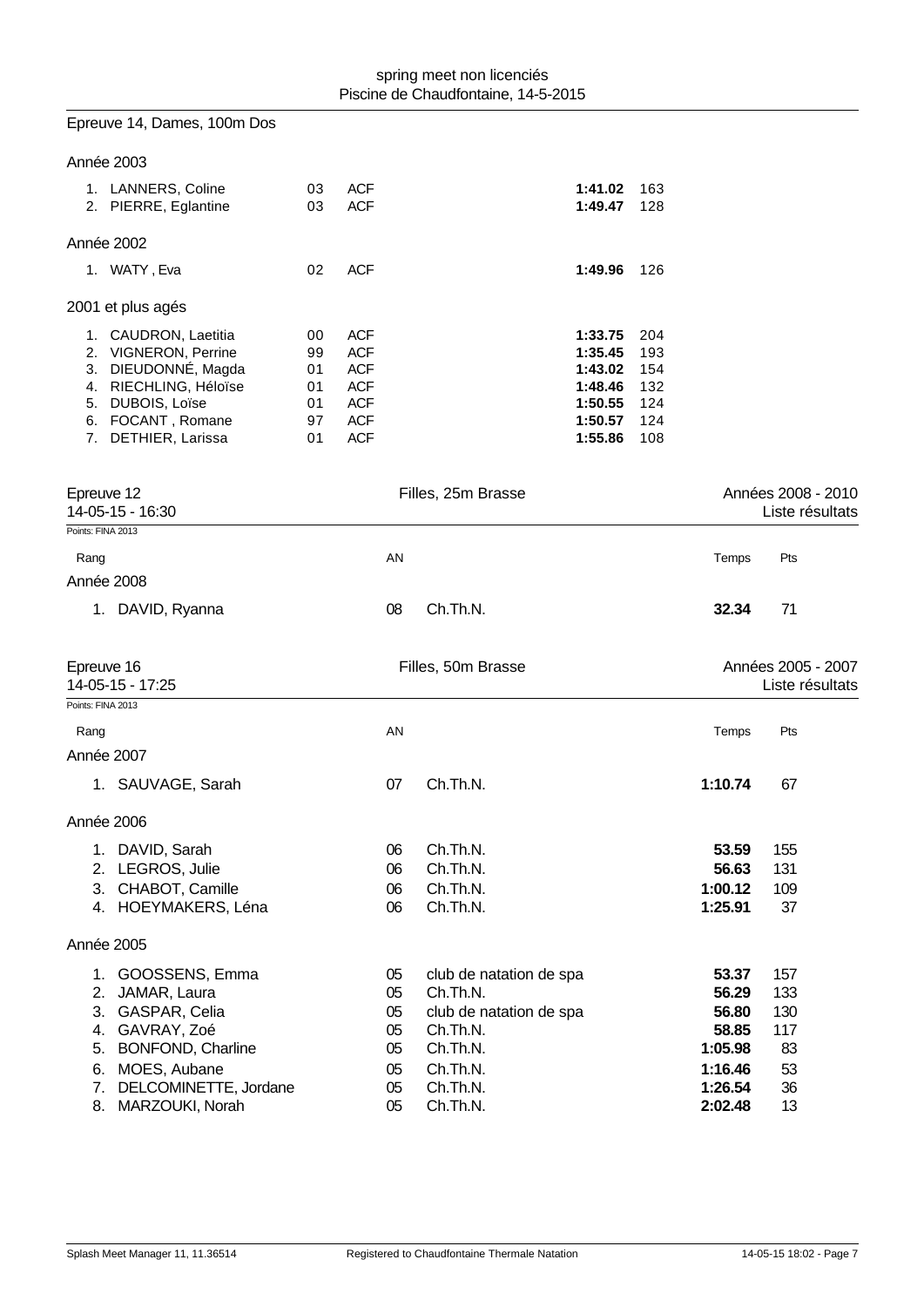Epreuve 14, Dames, 100m Dos

Année 2003

| Rang | Nom | AN | Club | Temps | Pts |
|---|---|---|---|---|---|
| 1. | LANNERS, Coline | 03 | ACF | **1:41.02** | 163 |
| 2. | PIERRE, Eglantine | 03 | ACF | **1:49.47** | 128 |

Année 2002

| Rang | Nom | AN | Club | Temps | Pts |
|---|---|---|---|---|---|
| 1. | WATY , Eva | 02 | ACF | **1:49.96** | 126 |

2001 et plus agés

| Rang | Nom | AN | Club | Temps | Pts |
|---|---|---|---|---|---|
| 1. | CAUDRON, Laetitia | 00 | ACF | **1:33.75** | 204 |
| 2. | VIGNERON, Perrine | 99 | ACF | **1:35.45** | 193 |
| 3. | DIEUDONNÉ, Magda | 01 | ACF | **1:43.02** | 154 |
| 4. | RIECHLING, Héloïse | 01 | ACF | **1:48.46** | 132 |
| 5. | DUBOIS, Loïse | 01 | ACF | **1:50.55** | 124 |
| 6. | FOCANT , Romane | 97 | ACF | **1:50.57** | 124 |
| 7. | DETHIER, Larissa | 01 | ACF | **1:55.86** | 108 |

Epreuve 12 — Filles, 25m Brasse — Années 2008 - 2010
14-05-15 - 16:30 — Liste résultats

Points: FINA 2013

Année 2008

| Rang | Nom | AN | Club | Temps | Pts |
|---|---|---|---|---|---|
| 1. | DAVID, Ryanna | 08 | Ch.Th.N. | **32.34** | 71 |

Epreuve 16 — Filles, 50m Brasse — Années 2005 - 2007
14-05-15 - 17:25 — Liste résultats

Points: FINA 2013

Année 2007

| Rang | Nom | AN | Club | Temps | Pts |
|---|---|---|---|---|---|
| 1. | SAUVAGE, Sarah | 07 | Ch.Th.N. | **1:10.74** | 67 |

Année 2006

| Rang | Nom | AN | Club | Temps | Pts |
|---|---|---|---|---|---|
| 1. | DAVID, Sarah | 06 | Ch.Th.N. | **53.59** | 155 |
| 2. | LEGROS, Julie | 06 | Ch.Th.N. | **56.63** | 131 |
| 3. | CHABOT, Camille | 06 | Ch.Th.N. | **1:00.12** | 109 |
| 4. | HOEYMAKERS, Léna | 06 | Ch.Th.N. | **1:25.91** | 37 |

Année 2005

| Rang | Nom | AN | Club | Temps | Pts |
|---|---|---|---|---|---|
| 1. | GOOSSENS, Emma | 05 | club de natation de spa | **53.37** | 157 |
| 2. | JAMAR, Laura | 05 | Ch.Th.N. | **56.29** | 133 |
| 3. | GASPAR, Celia | 05 | club de natation de spa | **56.80** | 130 |
| 4. | GAVRAY, Zoé | 05 | Ch.Th.N. | **58.85** | 117 |
| 5. | BONFOND, Charline | 05 | Ch.Th.N. | **1:05.98** | 83 |
| 6. | MOES, Aubane | 05 | Ch.Th.N. | **1:16.46** | 53 |
| 7. | DELCOMINETTE, Jordane | 05 | Ch.Th.N. | **1:26.54** | 36 |
| 8. | MARZOUKI, Norah | 05 | Ch.Th.N. | **2:02.48** | 13 |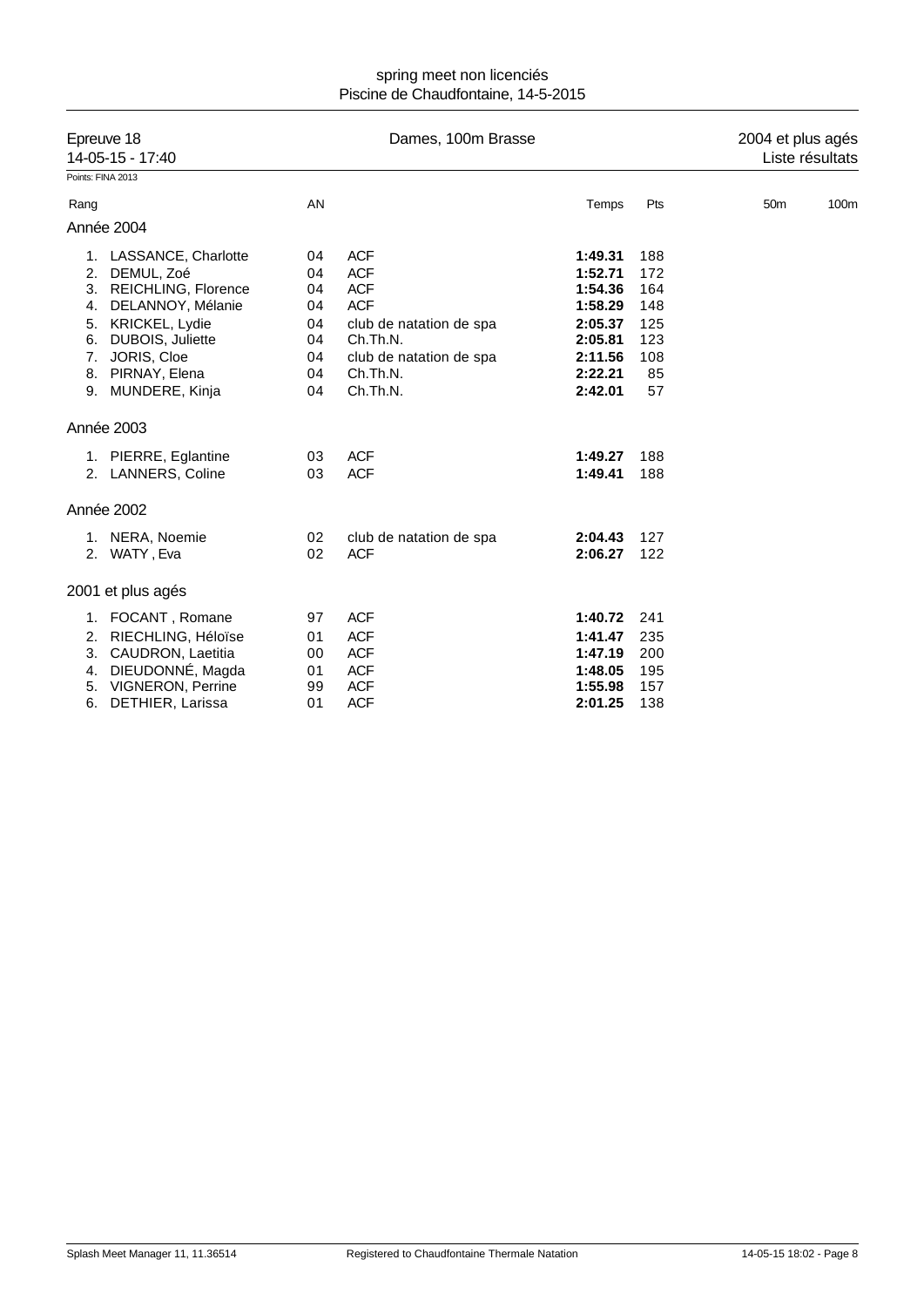spring meet non licenciés
Piscine de Chaudfontaine, 14-5-2015

Epreuve 18
14-05-15 - 17:40

Dames, 100m Brasse

2004 et plus agés
Liste résultats

Points: FINA 2013

| Rang | | AN | | Temps | Pts | 50m | 100m |
|---|---|---|---|---|---|---|---|
| **Année 2004** | | | | | | | |
| 1. | LASSANCE, Charlotte | 04 | ACF | **1:49.31** | 188 | | |
| 2. | DEMUL, Zoé | 04 | ACF | **1:52.71** | 172 | | |
| 3. | REICHLING, Florence | 04 | ACF | **1:54.36** | 164 | | |
| 4. | DELANNOY, Mélanie | 04 | ACF | **1:58.29** | 148 | | |
| 5. | KRICKEL, Lydie | 04 | club de natation de spa | **2:05.37** | 125 | | |
| 6. | DUBOIS, Juliette | 04 | Ch.Th.N. | **2:05.81** | 123 | | |
| 7. | JORIS, Cloe | 04 | club de natation de spa | **2:11.56** | 108 | | |
| 8. | PIRNAY, Elena | 04 | Ch.Th.N. | **2:22.21** | 85 | | |
| 9. | MUNDERE, Kinja | 04 | Ch.Th.N. | **2:42.01** | 57 | | |
| **Année 2003** | | | | | | | |
| 1. | PIERRE, Eglantine | 03 | ACF | **1:49.27** | 188 | | |
| 2. | LANNERS, Coline | 03 | ACF | **1:49.41** | 188 | | |
| **Année 2002** | | | | | | | |
| 1. | NERA, Noemie | 02 | club de natation de spa | **2:04.43** | 127 | | |
| 2. | WATY , Eva | 02 | ACF | **2:06.27** | 122 | | |
| **2001 et plus agés** | | | | | | | |
| 1. | FOCANT , Romane | 97 | ACF | **1:40.72** | 241 | | |
| 2. | RIECHLING, Héloïse | 01 | ACF | **1:41.47** | 235 | | |
| 3. | CAUDRON, Laetitia | 00 | ACF | **1:47.19** | 200 | | |
| 4. | DIEUDONNÉ, Magda | 01 | ACF | **1:48.05** | 195 | | |
| 5. | VIGNERON, Perrine | 99 | ACF | **1:55.98** | 157 | | |
| 6. | DETHIER, Larissa | 01 | ACF | **2:01.25** | 138 | | |

Splash Meet Manager 11, 11.36514 — Registered to Chaudfontaine Thermale Natation — 14-05-15 18:02